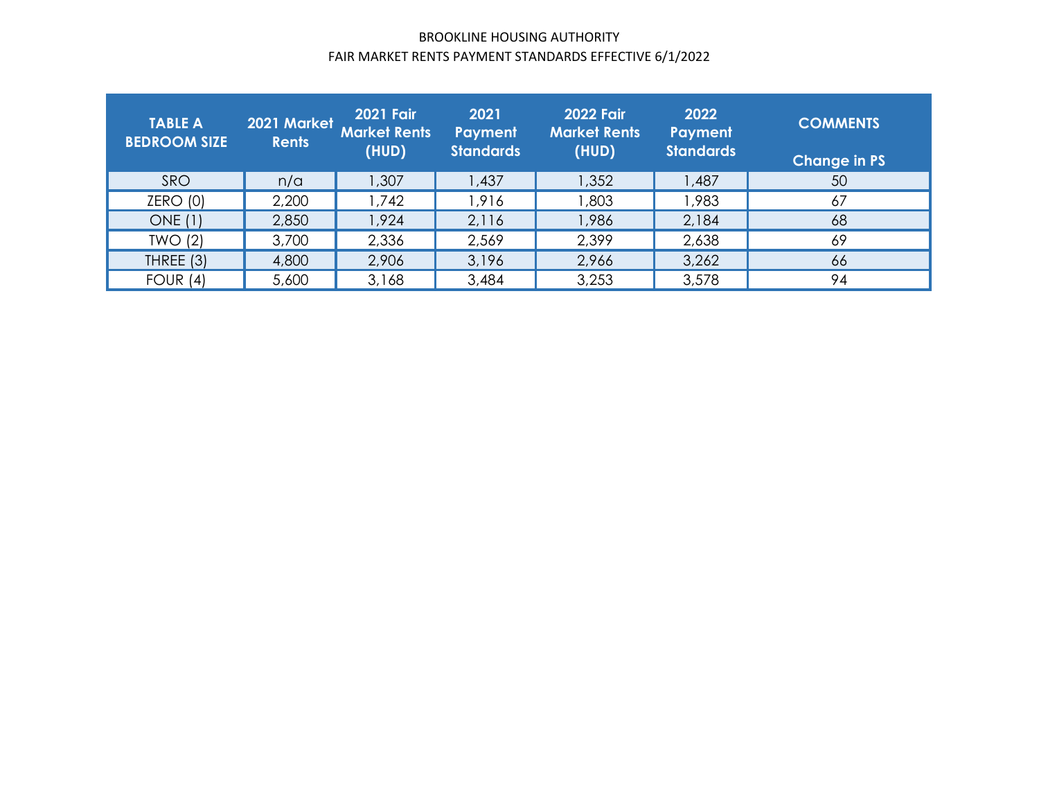BROOKLINE HOUSING AUTHORITY

FAIR MARKET RENTS PAYMENT STANDARDS EFFECTIVE 6/1/2022

| TABLE A BEDROOM SIZE | 2021 Market Rents | 2021 Fair Market Rents (HUD) | 2021 Payment Standards | 2022 Fair Market Rents (HUD) | 2022 Payment Standards | COMMENTS Change in PS |
|---|---|---|---|---|---|---|
| SRO | n/a | 1,307 | 1,437 | 1,352 | 1,487 | 50 |
| ZERO (0) | 2,200 | 1,742 | 1,916 | 1,803 | 1,983 | 67 |
| ONE (1) | 2,850 | 1,924 | 2,116 | 1,986 | 2,184 | 68 |
| TWO (2) | 3,700 | 2,336 | 2,569 | 2,399 | 2,638 | 69 |
| THREE (3) | 4,800 | 2,906 | 3,196 | 2,966 | 3,262 | 66 |
| FOUR (4) | 5,600 | 3,168 | 3,484 | 3,253 | 3,578 | 94 |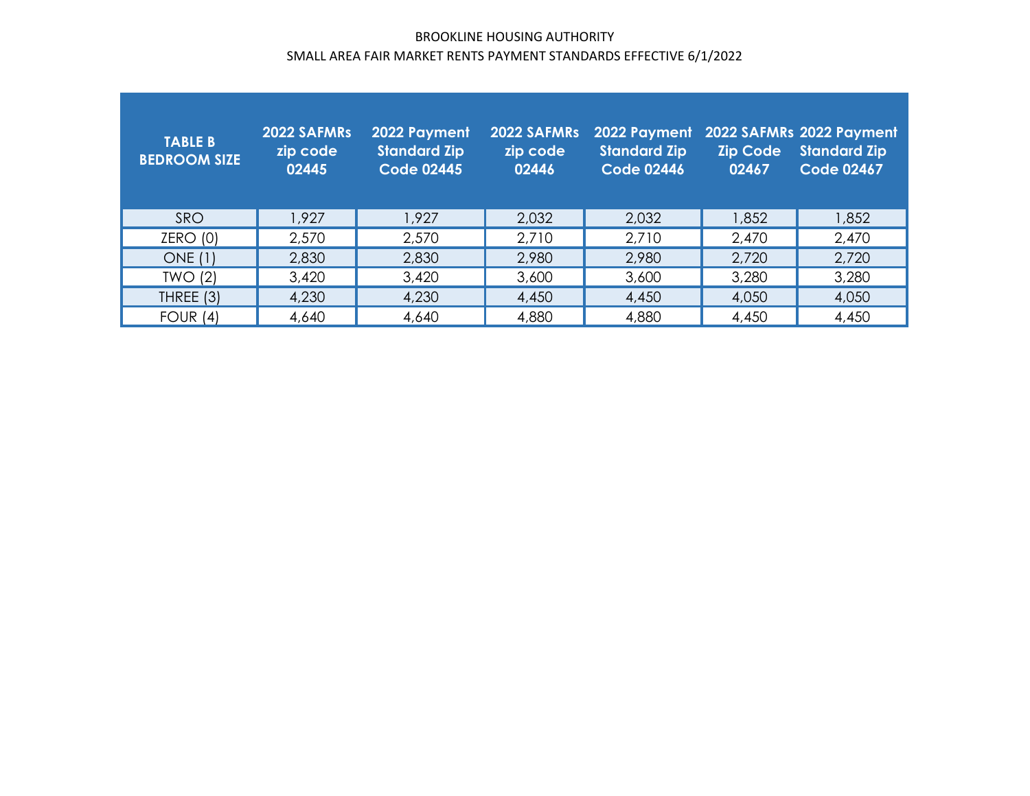BROOKLINE HOUSING AUTHORITY

SMALL AREA FAIR MARKET RENTS PAYMENT STANDARDS EFFECTIVE 6/1/2022

| TABLE B BEDROOM SIZE | 2022 SAFMRs zip code 02445 | 2022 Payment Standard Zip Code 02445 | 2022 SAFMRs zip code 02446 | 2022 Payment Standard Zip Code 02446 | 2022 SAFMRs Zip Code 02467 | 2022 Payment Standard Zip Code 02467 |
|---|---|---|---|---|---|---|
| SRO | 1,927 | 1,927 | 2,032 | 2,032 | 1,852 | 1,852 |
| ZERO (0) | 2,570 | 2,570 | 2,710 | 2,710 | 2,470 | 2,470 |
| ONE (1) | 2,830 | 2,830 | 2,980 | 2,980 | 2,720 | 2,720 |
| TWO (2) | 3,420 | 3,420 | 3,600 | 3,600 | 3,280 | 3,280 |
| THREE (3) | 4,230 | 4,230 | 4,450 | 4,450 | 4,050 | 4,050 |
| FOUR (4) | 4,640 | 4,640 | 4,880 | 4,880 | 4,450 | 4,450 |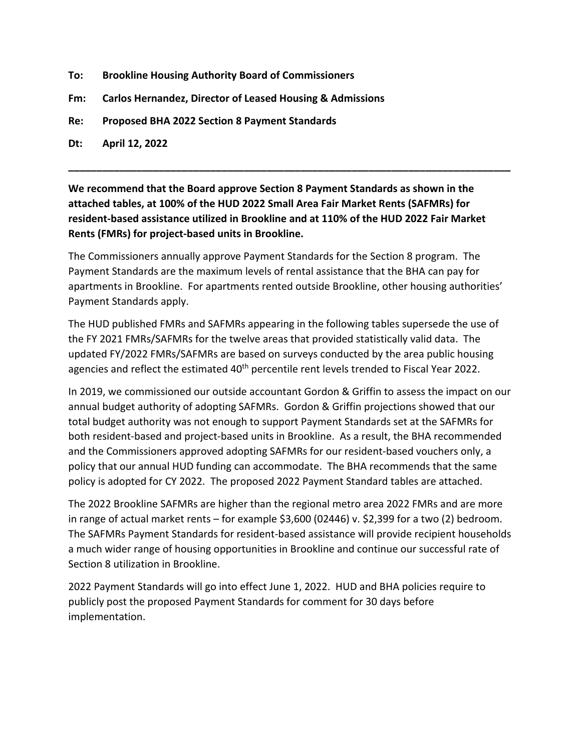**To:** **Brookline Housing Authority Board of Commissioners**

**Fm:** **Carlos Hernandez, Director of Leased Housing & Admissions**

**Re:** **Proposed BHA 2022 Section 8 Payment Standards**

**Dt:** **April 12, 2022**

---

**We recommend that the Board approve Section 8 Payment Standards as shown in the attached tables, at 100% of the HUD 2022 Small Area Fair Market Rents (SAFMRs) for resident-based assistance utilized in Brookline and at 110% of the HUD 2022 Fair Market Rents (FMRs) for project-based units in Brookline.**

The Commissioners annually approve Payment Standards for the Section 8 program. The Payment Standards are the maximum levels of rental assistance that the BHA can pay for apartments in Brookline. For apartments rented outside Brookline, other housing authorities' Payment Standards apply.

The HUD published FMRs and SAFMRs appearing in the following tables supersede the use of the FY 2021 FMRs/SAFMRs for the twelve areas that provided statistically valid data. The updated FY/2022 FMRs/SAFMRs are based on surveys conducted by the area public housing agencies and reflect the estimated 40th percentile rent levels trended to Fiscal Year 2022.

In 2019, we commissioned our outside accountant Gordon & Griffin to assess the impact on our annual budget authority of adopting SAFMRs. Gordon & Griffin projections showed that our total budget authority was not enough to support Payment Standards set at the SAFMRs for both resident-based and project-based units in Brookline. As a result, the BHA recommended and the Commissioners approved adopting SAFMRs for our resident-based vouchers only, a policy that our annual HUD funding can accommodate. The BHA recommends that the same policy is adopted for CY 2022. The proposed 2022 Payment Standard tables are attached.

The 2022 Brookline SAFMRs are higher than the regional metro area 2022 FMRs and are more in range of actual market rents – for example $3,600 (02446) v. $2,399 for a two (2) bedroom. The SAFMRs Payment Standards for resident-based assistance will provide recipient households a much wider range of housing opportunities in Brookline and continue our successful rate of Section 8 utilization in Brookline.

2022 Payment Standards will go into effect June 1, 2022. HUD and BHA policies require to publicly post the proposed Payment Standards for comment for 30 days before implementation.